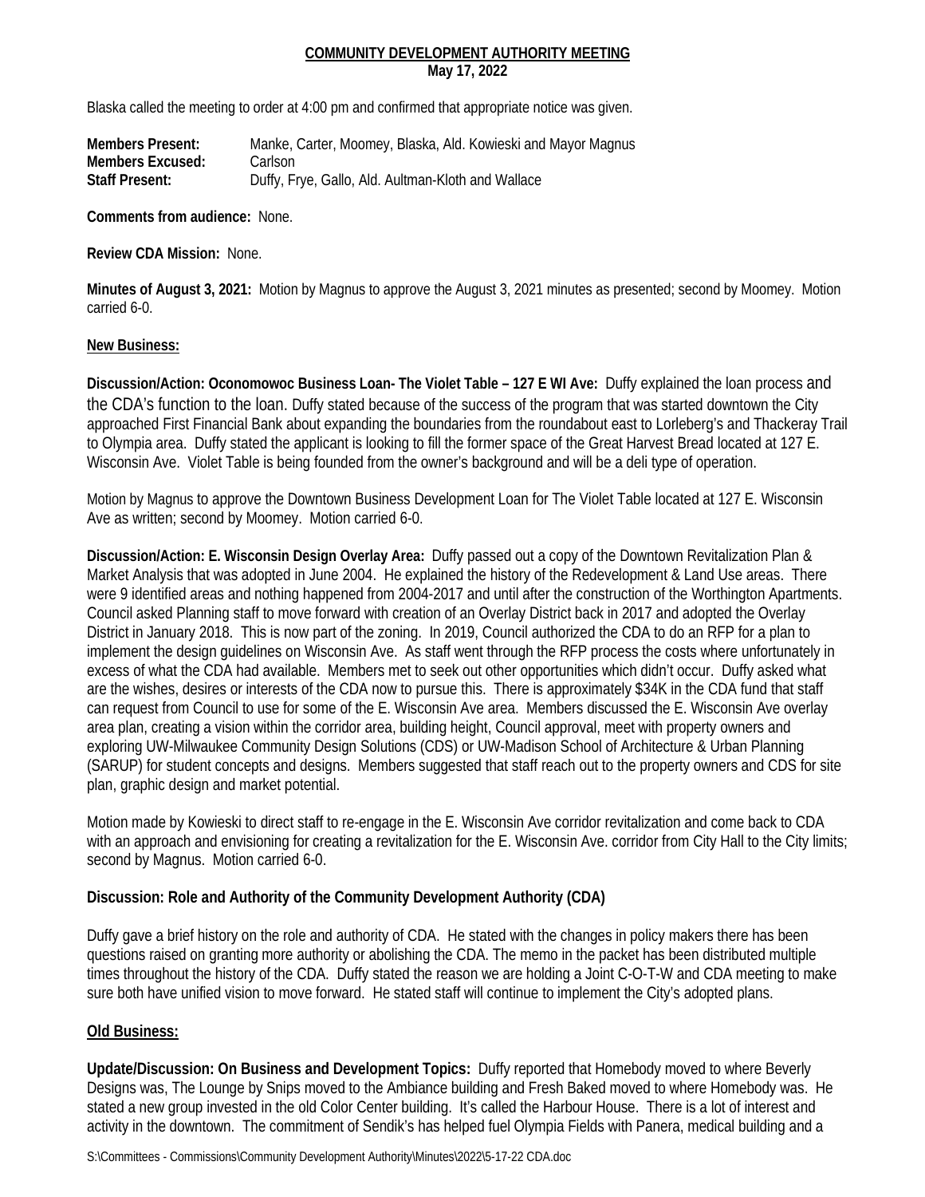**COMMUNITY DEVELOPMENT AUTHORITY MEETING**
**May 17, 2022**

Blaska called the meeting to order at 4:00 pm and confirmed that appropriate notice was given.

**Members Present:** Manke, Carter, Moomey, Blaska, Ald. Kowieski and Mayor Magnus
**Members Excused:** Carlson
**Staff Present:** Duffy, Frye, Gallo, Ald. Aultman-Kloth and Wallace

**Comments from audience:** None.

**Review CDA Mission:** None.

**Minutes of August 3, 2021:** Motion by Magnus to approve the August 3, 2021 minutes as presented; second by Moomey. Motion carried 6-0.

**New Business:**

**Discussion/Action: Oconomowoc Business Loan- The Violet Table – 127 E WI Ave:** Duffy explained the loan process and the CDA's function to the loan. Duffy stated because of the success of the program that was started downtown the City approached First Financial Bank about expanding the boundaries from the roundabout east to Lorleberg's and Thackeray Trail to Olympia area. Duffy stated the applicant is looking to fill the former space of the Great Harvest Bread located at 127 E. Wisconsin Ave. Violet Table is being founded from the owner's background and will be a deli type of operation.

Motion by Magnus to approve the Downtown Business Development Loan for The Violet Table located at 127 E. Wisconsin Ave as written; second by Moomey. Motion carried 6-0.

**Discussion/Action: E. Wisconsin Design Overlay Area:** Duffy passed out a copy of the Downtown Revitalization Plan & Market Analysis that was adopted in June 2004. He explained the history of the Redevelopment & Land Use areas. There were 9 identified areas and nothing happened from 2004-2017 and until after the construction of the Worthington Apartments. Council asked Planning staff to move forward with creation of an Overlay District back in 2017 and adopted the Overlay District in January 2018. This is now part of the zoning. In 2019, Council authorized the CDA to do an RFP for a plan to implement the design guidelines on Wisconsin Ave. As staff went through the RFP process the costs where unfortunately in excess of what the CDA had available. Members met to seek out other opportunities which didn't occur. Duffy asked what are the wishes, desires or interests of the CDA now to pursue this. There is approximately $34K in the CDA fund that staff can request from Council to use for some of the E. Wisconsin Ave area. Members discussed the E. Wisconsin Ave overlay area plan, creating a vision within the corridor area, building height, Council approval, meet with property owners and exploring UW-Milwaukee Community Design Solutions (CDS) or UW-Madison School of Architecture & Urban Planning (SARUP) for student concepts and designs. Members suggested that staff reach out to the property owners and CDS for site plan, graphic design and market potential.

Motion made by Kowieski to direct staff to re-engage in the E. Wisconsin Ave corridor revitalization and come back to CDA with an approach and envisioning for creating a revitalization for the E. Wisconsin Ave. corridor from City Hall to the City limits; second by Magnus. Motion carried 6-0.

**Discussion: Role and Authority of the Community Development Authority (CDA)**

Duffy gave a brief history on the role and authority of CDA. He stated with the changes in policy makers there has been questions raised on granting more authority or abolishing the CDA. The memo in the packet has been distributed multiple times throughout the history of the CDA. Duffy stated the reason we are holding a Joint C-O-T-W and CDA meeting to make sure both have unified vision to move forward. He stated staff will continue to implement the City's adopted plans.

**Old Business:**

**Update/Discussion: On Business and Development Topics:** Duffy reported that Homebody moved to where Beverly Designs was, The Lounge by Snips moved to the Ambiance building and Fresh Baked moved to where Homebody was. He stated a new group invested in the old Color Center building. It's called the Harbour House. There is a lot of interest and activity in the downtown. The commitment of Sendik's has helped fuel Olympia Fields with Panera, medical building and a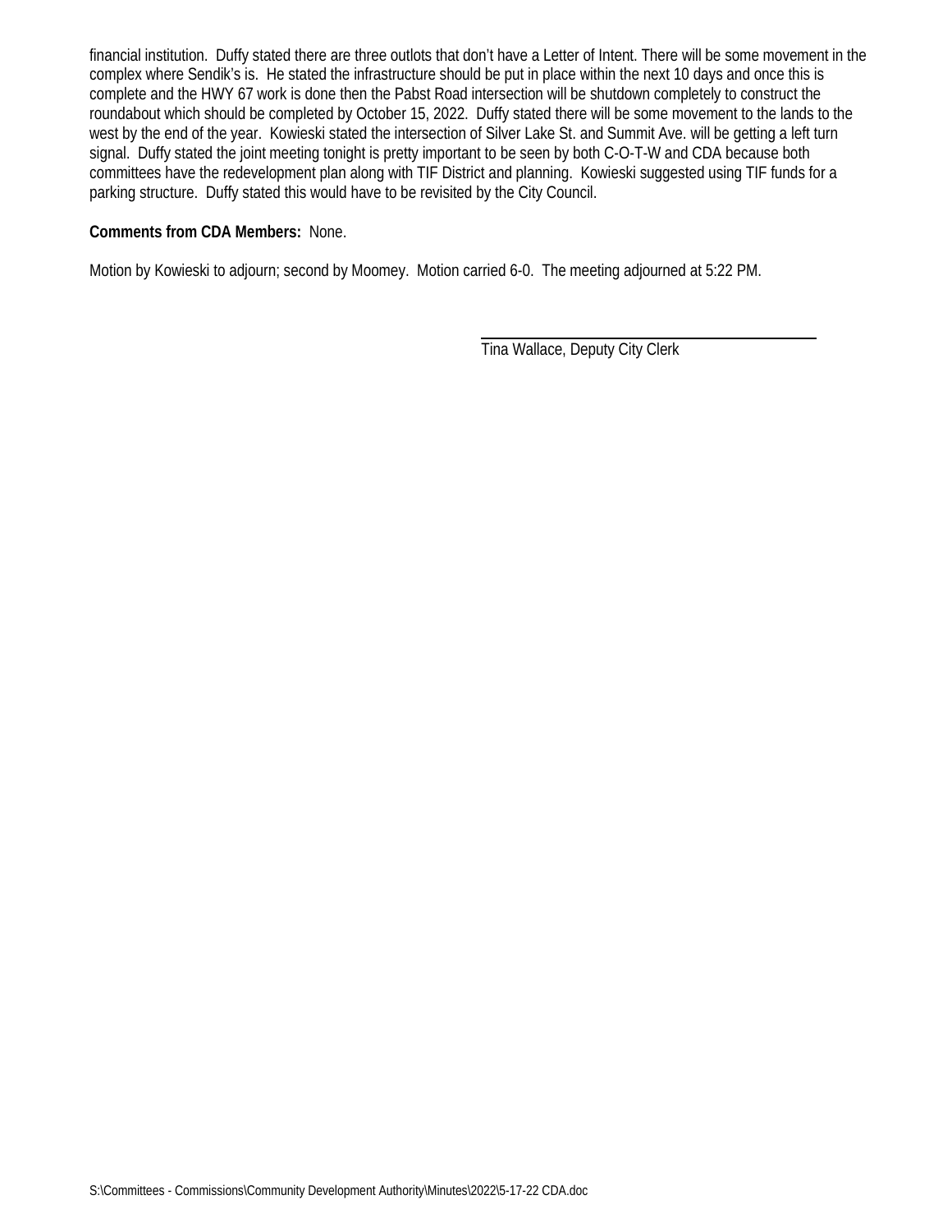financial institution. Duffy stated there are three outlots that don't have a Letter of Intent. There will be some movement in the complex where Sendik's is. He stated the infrastructure should be put in place within the next 10 days and once this is complete and the HWY 67 work is done then the Pabst Road intersection will be shutdown completely to construct the roundabout which should be completed by October 15, 2022. Duffy stated there will be some movement to the lands to the west by the end of the year. Kowieski stated the intersection of Silver Lake St. and Summit Ave. will be getting a left turn signal. Duffy stated the joint meeting tonight is pretty important to be seen by both C-O-T-W and CDA because both committees have the redevelopment plan along with TIF District and planning. Kowieski suggested using TIF funds for a parking structure. Duffy stated this would have to be revisited by the City Council.

**Comments from CDA Members:** None.

Motion by Kowieski to adjourn; second by Moomey. Motion carried 6-0. The meeting adjourned at 5:22 PM.

Tina Wallace, Deputy City Clerk

S:\Committees - Commissions\Community Development Authority\Minutes\2022\5-17-22 CDA.doc